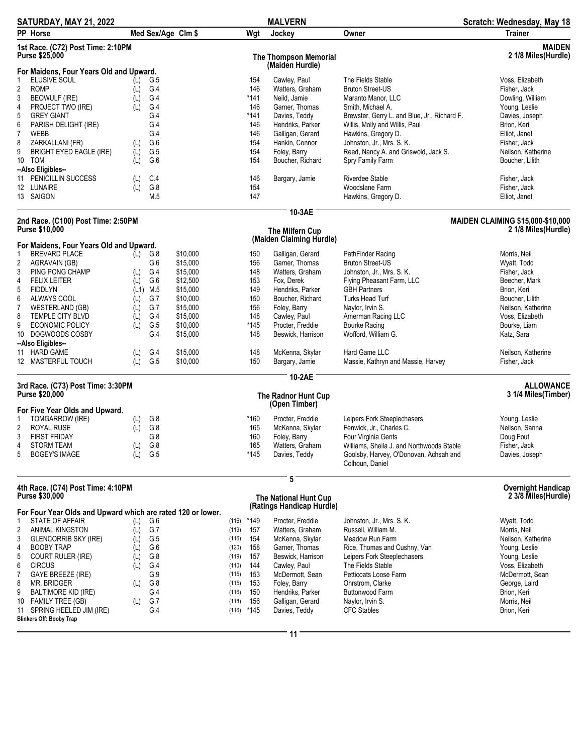**SATURDAY, MAY 21, 2022** | **MALVERN** | **Scratch: Wednesday, May 18**

## 1st Race. (C72) Post Time: 2:10PM
**Purse $25,000**

**The Thompson Memorial (Maiden Hurdle)**

**MAIDEN — 2 1/8 Miles(Hurdle)**

For Maidens, Four Years Old and Upward.

| PP | Horse | Med | Sex/Age | Clm $ | Wgt | Jockey | Owner | Trainer |
|---|---|---|---|---|---|---|---|---|
| 1 | ELUSIVE SOUL | (L) | G.5 | | 154 | Cawley, Paul | The Fields Stable | Voss, Elizabeth |
| 2 | ROMP | (L) | G.4 | | 146 | Watters, Graham | Bruton Street-US | Fisher, Jack |
| 3 | BEOWULF (IRE) | (L) | G.4 | | *141 | Neild, Jamie | Maranto Manor, LLC | Dowling, William |
| 4 | PROJECT TWO (IRE) | (L) | G.4 | | 146 | Garner, Thomas | Smith, Michael A. | Young, Leslie |
| 5 | GREY GIANT | | G.4 | | *141 | Davies, Teddy | Brewster, Gerry L. and Blue, Jr., Richard F. | Davies, Joseph |
| 6 | PARISH DELIGHT (IRE) | | G.4 | | 146 | Hendriks, Parker | Willis, Molly and Willis, Paul | Brion, Keri |
| 7 | WEBB | | G.4 | | 146 | Galligan, Gerard | Hawkins, Gregory D. | Elliot, Janet |
| 8 | ZARKALLANI (FR) | (L) | G.6 | | 154 | Hankin, Connor | Johnston, Jr., Mrs. S. K. | Fisher, Jack |
| 9 | BRIGHT EYED EAGLE (IRE) | (L) | G.5 | | 154 | Foley, Barry | Reed, Nancy A. and Griswold, Jack S. | Neilson, Katherine |
| 10 | TOM | (L) | G.6 | | 154 | Boucher, Richard | Spry Family Farm | Boucher, Lilith |
| | **--Also Eligibles--** | | | | | | | |
| 11 | PENICILLIN SUCCESS | (L) | C.4 | | 146 | Bargary, Jamie | Riverdee Stable | Fisher, Jack |
| 12 | LUNAIRE | (L) | G.8 | | 154 | | Woodslane Farm | Fisher, Jack |
| 13 | SAIGON | | M.5 | | 147 | | Hawkins, Gregory D. | Elliot, Janet |

**10-3AE**

## 2nd Race. (C100) Post Time: 2:50PM
**Purse $10,000**

**The Milfern Cup (Maiden Claiming Hurdle)**

**MAIDEN CLAIMING $15,000-$10,000 — 2 1/8 Miles(Hurdle)**

For Maidens, Four Years Old and Upward.

| PP | Horse | Med | Sex/Age | Clm $ | Wgt | Jockey | Owner | Trainer |
|---|---|---|---|---|---|---|---|---|
| 1 | BREVARD PLACE | (L) | G.8 | $10,000 | 150 | Galligan, Gerard | PathFinder Racing | Morris, Neil |
| 2 | AGRAVAIN (GB) | | G.6 | $15,000 | 156 | Garner, Thomas | Bruton Street-US | Wyatt, Todd |
| 3 | PING PONG CHAMP | (L) | G.4 | $15,000 | 148 | Watters, Graham | Johnston, Jr., Mrs. S. K. | Fisher, Jack |
| 4 | FELIX LEITER | (L) | G.6 | $12,500 | 153 | Fox, Derek | Flying Pheasant Farm, LLC | Beecher, Mark |
| 5 | FIDDLYN | (L1) | M.5 | $15,000 | 149 | Hendriks, Parker | GBH Partners | Brion, Keri |
| 6 | ALWAYS COOL | (L) | G.7 | $10,000 | 150 | Boucher, Richard | Turks Head Turf | Boucher, Lilith |
| 7 | WESTERLAND (GB) | (L) | G.7 | $15,000 | 156 | Foley, Barry | Naylor, Irvin S. | Neilson, Katherine |
| 8 | TEMPLE CITY BLVD | (L) | G.4 | $15,000 | 148 | Cawley, Paul | Amerman Racing LLC | Voss, Elizabeth |
| 9 | ECONOMIC POLICY | (L) | G.5 | $10,000 | *145 | Procter, Freddie | Bourke Racing | Bourke, Liam |
| 10 | DOGWOODS COSBY | | G.4 | $15,000 | 148 | Beswick, Harrison | Wofford, William G. | Katz, Sara |
| | **--Also Eligibles--** | | | | | | | |
| 11 | HARD GAME | (L) | G.4 | $15,000 | 148 | McKenna, Skylar | Hard Game LLC | Neilson, Katherine |
| 12 | MASTERFUL TOUCH | (L) | G.5 | $10,000 | 150 | Bargary, Jamie | Massie, Kathryn and Massie, Harvey | Fisher, Jack |

**10-2AE**

## 3rd Race. (C73) Post Time: 3:30PM
**Purse $20,000**

**The Radnor Hunt Cup (Open Timber)**

**ALLOWANCE — 3 1/4 Miles(Timber)**

For Five Year Olds and Upward.

| PP | Horse | Med | Sex/Age | Clm $ | Wgt | Jockey | Owner | Trainer |
|---|---|---|---|---|---|---|---|---|
| 1 | TOMGARROW (IRE) | (L) | G.8 | | *160 | Procter, Freddie | Leipers Fork Steeplechasers | Young, Leslie |
| 2 | ROYAL RUSE | (L) | G.8 | | 165 | McKenna, Skylar | Fenwick, Jr., Charles C. | Neilson, Sanna |
| 3 | FIRST FRIDAY | | G.8 | | 160 | Foley, Barry | Four Virginia Gents | Doug Fout |
| 4 | STORM TEAM | (L) | G.8 | | 165 | Watters, Graham | Williams, Sheila J. and Northwoods Stable | Fisher, Jack |
| 5 | BOGEY'S IMAGE | (L) | G.5 | | *145 | Davies, Teddy | Goolsby, Harvey, O'Donovan, Achsah and Colhoun, Daniel | Davies, Joseph |

**5**

## 4th Race. (C74) Post Time: 4:10PM
**Purse $30,000**

**The National Hunt Cup (Ratings Handicap Hurdle)**

**Overnight Handicap — 2 3/8 Miles(Hurdle)**

For Four Year Olds and Upward which are rated 120 or lower.

| PP | Horse | Med | Sex/Age | Rating | Wgt | Jockey | Owner | Trainer |
|---|---|---|---|---|---|---|---|---|
| 1 | STATE OF AFFAIR | (L) | G.6 | (116) | *149 | Procter, Freddie | Johnston, Jr., Mrs. S. K. | Wyatt, Todd |
| 2 | ANIMAL KINGSTON | (L) | G.7 | (119) | 157 | Watters, Graham | Russell, William M. | Morris, Neil |
| 3 | GLENCORRIB SKY (IRE) | (L) | G.5 | (116) | 154 | McKenna, Skylar | Meadow Run Farm | Neilson, Katherine |
| 4 | BOOBY TRAP | (L) | G.6 | (120) | 158 | Garner, Thomas | Rice, Thomas and Cushny, Van | Young, Leslie |
| 5 | COURT RULER (IRE) | (L) | G.8 | (119) | 157 | Beswick, Harrison | Leipers Fork Steeplechasers | Young, Leslie |
| 6 | CIRCUS | (L) | G.4 | (110) | 144 | Cawley, Paul | The Fields Stable | Voss, Elizabeth |
| 7 | GAYE BREEZE (IRE) | | G.9 | (115) | 153 | McDermott, Sean | Petticoats Loose Farm | McDermott, Sean |
| 8 | MR. BRIDGER | (L) | G.8 | (115) | 153 | Foley, Barry | Ohrstrom, Clarke | George, Laird |
| 9 | BALTIMORE KID (IRE) | | G.4 | (116) | 150 | Hendriks, Parker | Buttonwood Farm | Brion, Keri |
| 10 | FAMILY TREE (GB) | (L) | G.7 | (118) | 156 | Galligan, Gerard | Naylor, Irvin S. | Morris, Neil |
| 11 | SPRING HEELED JIM (IRE) | | G.4 | (116) | *145 | Davies, Teddy | CFC Stables | Brion, Keri |

**Blinkers Off: Booby Trap**

**11**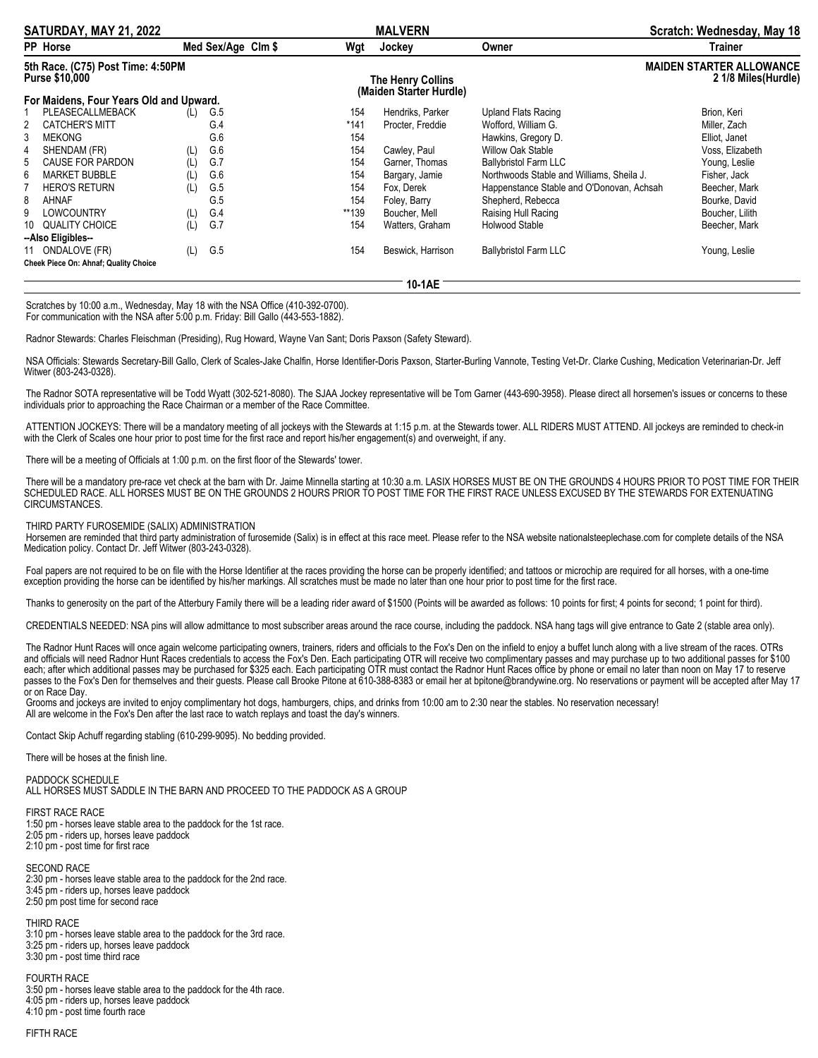| SATURDAY, MAY 21, 2022 | | | | MALVERN | | | Scratch: Wednesday, May 18 |
|---|---|---|---|---|---|---|---|
| **PP Horse** | **Med** | **Sex/Age** | **Clm $** | **Wgt** | **Jockey** | **Owner** | **Trainer** |

**5th Race. (C75) Post Time: 4:50PM**
**Purse $10,000**

**The Henry Collins**
**(Maiden Starter Hurdle)**

**MAIDEN STARTER ALLOWANCE**
**2 1/8 Miles(Hurdle)**

**For Maidens, Four Years Old and Upward.**

| PP | Horse | Med | Sex/Age | Clm $ | Wgt | Jockey | Owner | Trainer |
|---|---|---|---|---|---|---|---|---|
| 1 | PLEASECALLMEBACK | (L) | G.5 | | 154 | Hendriks, Parker | Upland Flats Racing | Brion, Keri |
| 2 | CATCHER'S MITT | | G.4 | | *141 | Procter, Freddie | Wofford, William G. | Miller, Zach |
| 3 | MEKONG | | G.6 | | 154 | | Hawkins, Gregory D. | Elliot, Janet |
| 4 | SHENDAM (FR) | (L) | G.6 | | 154 | Cawley, Paul | Willow Oak Stable | Voss, Elizabeth |
| 5 | CAUSE FOR PARDON | (L) | G.7 | | 154 | Garner, Thomas | Ballybristol Farm LLC | Young, Leslie |
| 6 | MARKET BUBBLE | (L) | G.6 | | 154 | Bargary, Jamie | Northwoods Stable and Williams, Sheila J. | Fisher, Jack |
| 7 | HERO'S RETURN | (L) | G.5 | | 154 | Fox, Derek | Happenstance Stable and O'Donovan, Achsah | Beecher, Mark |
| 8 | AHNAF | | G.5 | | 154 | Foley, Barry | Shepherd, Rebecca | Bourke, David |
| 9 | LOWCOUNTRY | (L) | G.4 | | **139 | Boucher, Mell | Raising Hull Racing | Boucher, Lilith |
| 10 | QUALITY CHOICE | (L) | G.7 | | 154 | Watters, Graham | Holwood Stable | Beecher, Mark |
| | **--Also Eligibles--** | | | | | | | |
| 11 | ONDALOVE (FR) | (L) | G.5 | | 154 | Beswick, Harrison | Ballybristol Farm LLC | Young, Leslie |

**Cheek Piece On: Ahnaf; Quality Choice**

**10-1AE**

Scratches by 10:00 a.m., Wednesday, May 18 with the NSA Office (410-392-0700).
For communication with the NSA after 5:00 p.m. Friday: Bill Gallo (443-553-1882).

Radnor Stewards: Charles Fleischman (Presiding), Rug Howard, Wayne Van Sant; Doris Paxson (Safety Steward).

NSA Officials: Stewards Secretary-Bill Gallo, Clerk of Scales-Jake Chalfin, Horse Identifier-Doris Paxson, Starter-Burling Vannote, Testing Vet-Dr. Clarke Cushing, Medication Veterinarian-Dr. Jeff Witwer (803-243-0328).

The Radnor SOTA representative will be Todd Wyatt (302-521-8080). The SJAA Jockey representative will be Tom Garner (443-690-3958). Please direct all horsemen's issues or concerns to these individuals prior to approaching the Race Chairman or a member of the Race Committee.

ATTENTION JOCKEYS: There will be a mandatory meeting of all jockeys with the Stewards at 1:15 p.m. at the Stewards tower. ALL RIDERS MUST ATTEND. All jockeys are reminded to check-in with the Clerk of Scales one hour prior to post time for the first race and report his/her engagement(s) and overweight, if any.

There will be a meeting of Officials at 1:00 p.m. on the first floor of the Stewards' tower.

There will be a mandatory pre-race vet check at the barn with Dr. Jaime Minnella starting at 10:30 a.m. LASIX HORSES MUST BE ON THE GROUNDS 4 HOURS PRIOR TO POST TIME FOR THEIR SCHEDULED RACE. ALL HORSES MUST BE ON THE GROUNDS 2 HOURS PRIOR TO POST TIME FOR THE FIRST RACE UNLESS EXCUSED BY THE STEWARDS FOR EXTENUATING CIRCUMSTANCES.

THIRD PARTY FUROSEMIDE (SALIX) ADMINISTRATION
Horsemen are reminded that third party administration of furosemide (Salix) is in effect at this race meet. Please refer to the NSA website nationalsteeplechase.com for complete details of the NSA Medication policy. Contact Dr. Jeff Witwer (803-243-0328).

Foal papers are not required to be on file with the Horse Identifier at the races providing the horse can be properly identified; and tattoos or microchip are required for all horses, with a one-time exception providing the horse can be identified by his/her markings. All scratches must be made no later than one hour prior to post time for the first race.

Thanks to generosity on the part of the Atterbury Family there will be a leading rider award of $1500 (Points will be awarded as follows: 10 points for first; 4 points for second; 1 point for third).

CREDENTIALS NEEDED: NSA pins will allow admittance to most subscriber areas around the race course, including the paddock. NSA hang tags will give entrance to Gate 2 (stable area only).

The Radnor Hunt Races will once again welcome participating owners, trainers, riders and officials to the Fox's Den on the infield to enjoy a buffet lunch along with a live stream of the races. OTRs and officials will need Radnor Hunt Races credentials to access the Fox's Den. Each participating OTR will receive two complimentary passes and may purchase up to two additional passes for $100 each; after which additional passes may be purchased for $325 each. Each participating OTR must contact the Radnor Hunt Races office by phone or email no later than noon on May 17 to reserve passes to the Fox's Den for themselves and their guests. Please call Brooke Pitone at 610-388-8383 or email her at bpitone@brandywine.org. No reservations or payment will be accepted after May 17 or on Race Day.
Grooms and jockeys are invited to enjoy complimentary hot dogs, hamburgers, chips, and drinks from 10:00 am to 2:30 near the stables. No reservation necessary!
All are welcome in the Fox's Den after the last race to watch replays and toast the day's winners.

Contact Skip Achuff regarding stabling (610-299-9095). No bedding provided.

There will be hoses at the finish line.

PADDOCK SCHEDULE
ALL HORSES MUST SADDLE IN THE BARN AND PROCEED TO THE PADDOCK AS A GROUP

FIRST RACE RACE
1:50 pm - horses leave stable area to the paddock for the 1st race.
2:05 pm - riders up, horses leave paddock
2:10 pm - post time for first race

SECOND RACE
2:30 pm - horses leave stable area to the paddock for the 2nd race.
3:45 pm - riders up, horses leave paddock
2:50 pm post time for second race

THIRD RACE
3:10 pm - horses leave stable area to the paddock for the 3rd race.
3:25 pm - riders up, horses leave paddock
3:30 pm - post time third race

FOURTH RACE
3:50 pm - horses leave stable area to the paddock for the 4th race.
4:05 pm - riders up, horses leave paddock
4:10 pm - post time fourth race

FIFTH RACE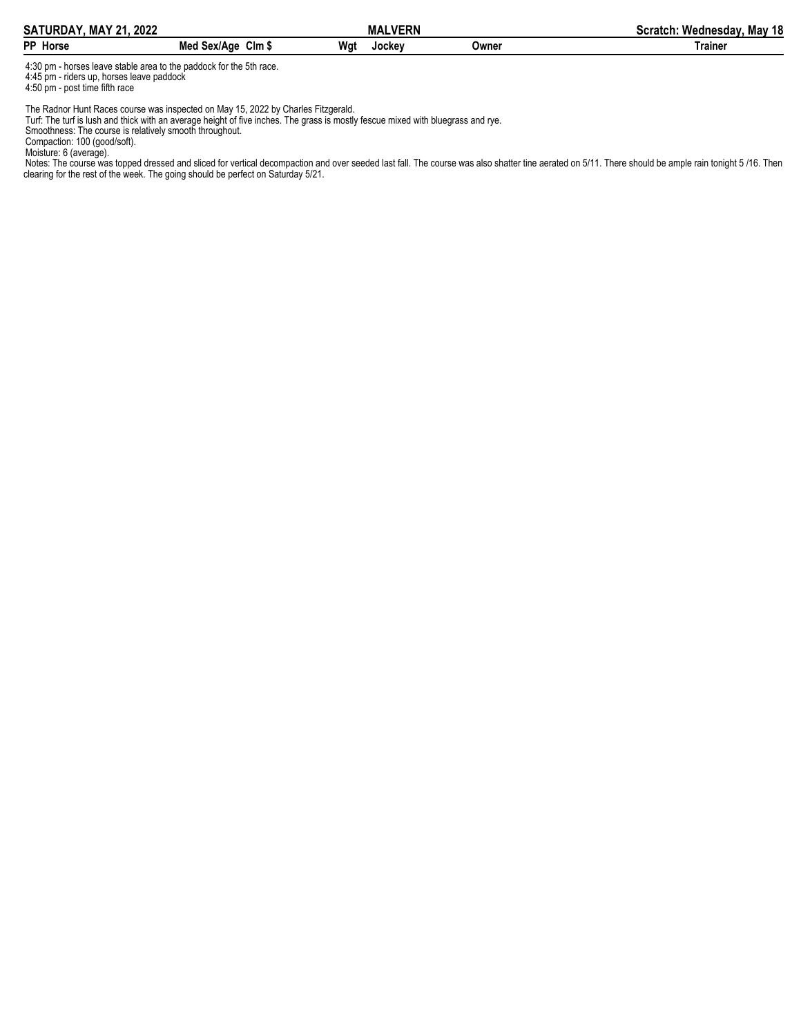4:30 pm - horses leave stable area to the paddock for the 5th race.
4:45 pm - riders up, horses leave paddock
4:50 pm - post time fifth race

The Radnor Hunt Races course was inspected on May 15, 2022 by Charles Fitzgerald.
Turf: The turf is lush and thick with an average height of five inches. The grass is mostly fescue mixed with bluegrass and rye.
Smoothness: The course is relatively smooth throughout.
Compaction: 100 (good/soft).
Moisture: 6 (average).
Notes: The course was topped dressed and sliced for vertical decompaction and over seeded last fall. The course was also shatter tine aerated on 5/11. There should be ample rain tonight 5 /16. Then clearing for the rest of the week. The going should be perfect on Saturday 5/21.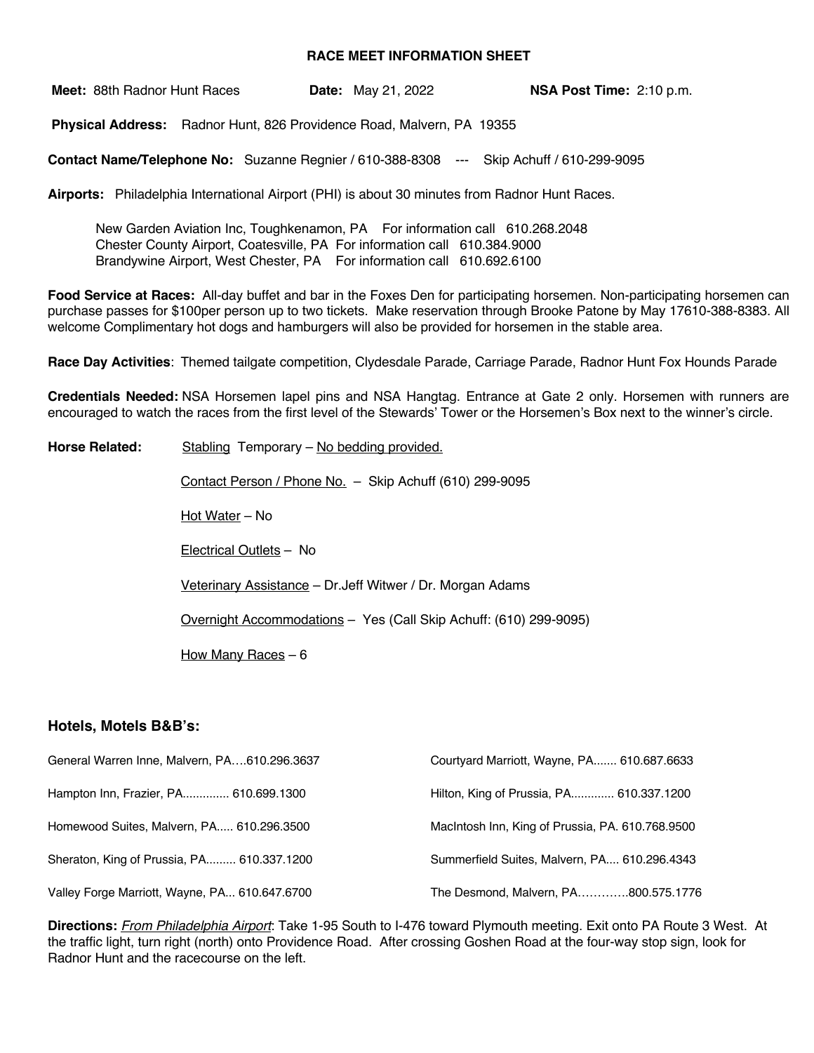# RACE MEET INFORMATION SHEET

**Meet:** 88th Radnor Hunt Races **Date:** May 21, 2022 **NSA Post Time:** 2:10 p.m.

**Physical Address:** Radnor Hunt, 826 Providence Road, Malvern, PA 19355

**Contact Name/Telephone No:** Suzanne Regnier / 610-388-8308 --- Skip Achuff / 610-299-9095

**Airports:** Philadelphia International Airport (PHI) is about 30 minutes from Radnor Hunt Races.

New Garden Aviation Inc, Toughkenamon, PA For information call 610.268.2048
Chester County Airport, Coatesville, PA For information call 610.384.9000
Brandywine Airport, West Chester, PA For information call 610.692.6100

**Food Service at Races:** All-day buffet and bar in the Foxes Den for participating horsemen. Non-participating horsemen can purchase passes for $100per person up to two tickets. Make reservation through Brooke Patone by May 17610-388-8383. All welcome Complimentary hot dogs and hamburgers will also be provided for horsemen in the stable area.

**Race Day Activities**: Themed tailgate competition, Clydesdale Parade, Carriage Parade, Radnor Hunt Fox Hounds Parade

**Credentials Needed:** NSA Horsemen lapel pins and NSA Hangtag. Entrance at Gate 2 only. Horsemen with runners are encouraged to watch the races from the first level of the Stewards' Tower or the Horsemen's Box next to the winner's circle.

**Horse Related:**

Stabling Temporary – No bedding provided.

Contact Person / Phone No. – Skip Achuff (610) 299-9095

Hot Water – No

Electrical Outlets – No

Veterinary Assistance – Dr.Jeff Witwer / Dr. Morgan Adams

Overnight Accommodations – Yes (Call Skip Achuff: (610) 299-9095)

How Many Races – 6

## Hotels, Motels B&B's:

General Warren Inne, Malvern, PA….610.296.3637

Hampton Inn, Frazier, PA............. 610.699.1300

Homewood Suites, Malvern, PA..... 610.296.3500

Sheraton, King of Prussia, PA......... 610.337.1200

Valley Forge Marriott, Wayne, PA... 610.647.6700

Courtyard Marriott, Wayne, PA....... 610.687.6633

Hilton, King of Prussia, PA............ 610.337.1200

MacIntosh Inn, King of Prussia, PA. 610.768.9500

Summerfield Suites, Malvern, PA.... 610.296.4343

The Desmond, Malvern, PA………….800.575.1776

**Directions:** *From Philadelphia Airport*: Take 1-95 South to I-476 toward Plymouth meeting. Exit onto PA Route 3 West. At the traffic light, turn right (north) onto Providence Road. After crossing Goshen Road at the four-way stop sign, look for Radnor Hunt and the racecourse on the left.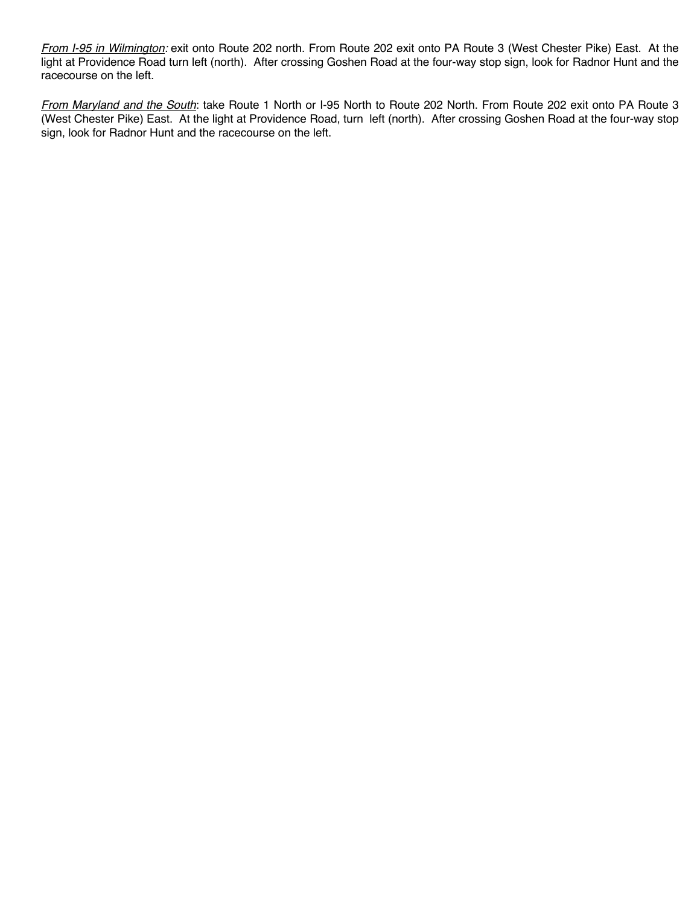*From I-95 in Wilmington:* exit onto Route 202 north. From Route 202 exit onto PA Route 3 (West Chester Pike) East. At the light at Providence Road turn left (north). After crossing Goshen Road at the four-way stop sign, look for Radnor Hunt and the racecourse on the left.

*From Maryland and the South*: take Route 1 North or I-95 North to Route 202 North. From Route 202 exit onto PA Route 3 (West Chester Pike) East. At the light at Providence Road, turn left (north). After crossing Goshen Road at the four-way stop sign, look for Radnor Hunt and the racecourse on the left.